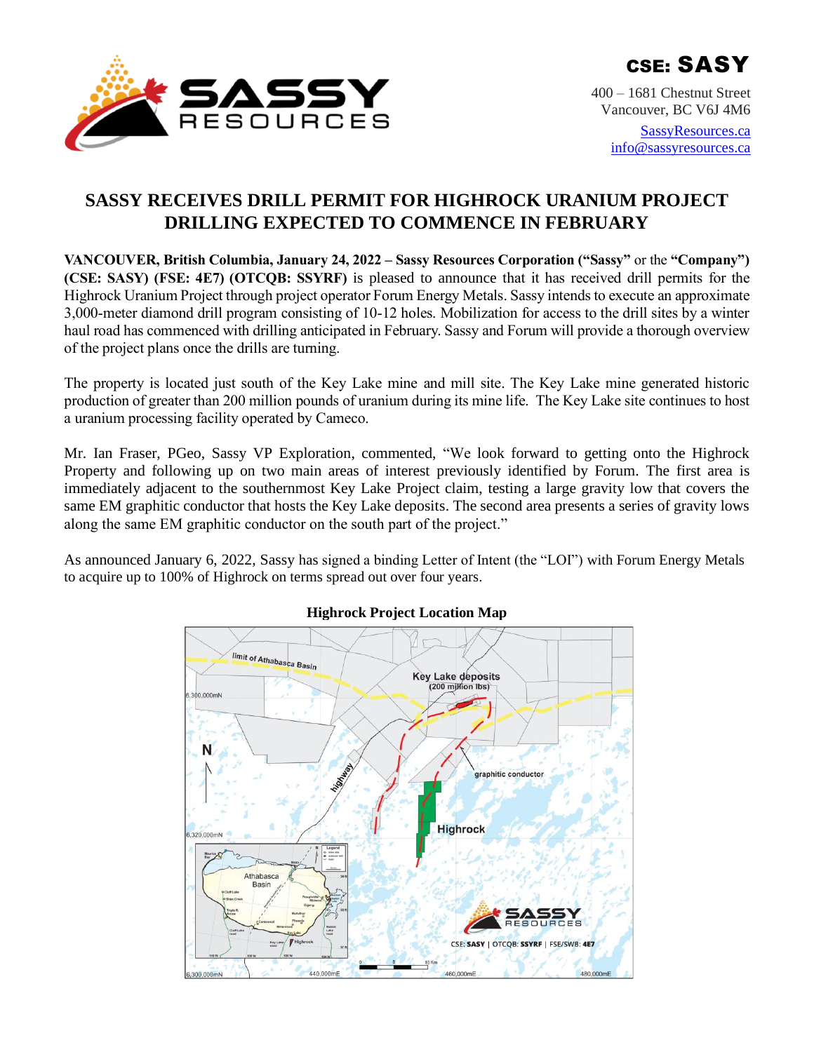CSE: SASSY

400 – 1681 Chestnut Street
Vancouver, BC V6J 4M6

SassyResources.ca
info@sassyresources.ca

# SASSY RECEIVES DRILL PERMIT FOR HIGHROCK URANIUM PROJECT DRILLING EXPECTED TO COMMENCE IN FEBRUARY

**VANCOUVER, British Columbia, January 24, 2022 – Sassy Resources Corporation ("Sassy"** or the **"Company") (CSE: SASY) (FSE: 4E7) (OTCQB: SSYRF)** is pleased to announce that it has received drill permits for the Highrock Uranium Project through project operator Forum Energy Metals. Sassy intends to execute an approximate 3,000-meter diamond drill program consisting of 10-12 holes. Mobilization for access to the drill sites by a winter haul road has commenced with drilling anticipated in February. Sassy and Forum will provide a thorough overview of the project plans once the drills are turning.

The property is located just south of the Key Lake mine and mill site. The Key Lake mine generated historic production of greater than 200 million pounds of uranium during its mine life. The Key Lake site continues to host a uranium processing facility operated by Cameco.

Mr. Ian Fraser, PGeo, Sassy VP Exploration, commented, "We look forward to getting onto the Highrock Property and following up on two main areas of interest previously identified by Forum. The first area is immediately adjacent to the southernmost Key Lake Project claim, testing a large gravity low that covers the same EM graphitic conductor that hosts the Key Lake deposits. The second area presents a series of gravity lows along the same EM graphitic conductor on the south part of the project."

As announced January 6, 2022, Sassy has signed a binding Letter of Intent (the "LOI") with Forum Energy Metals to acquire up to 100% of Highrock on terms spread out over four years.

**Highrock Project Location Map**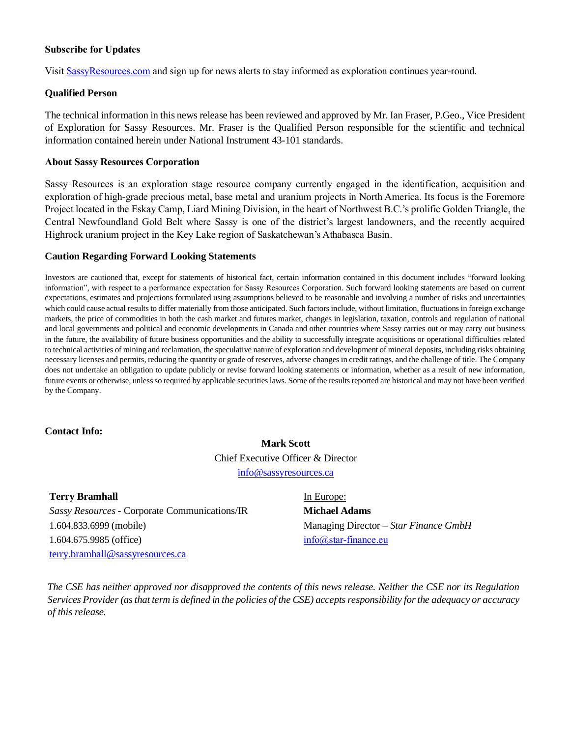**Subscribe for Updates**

Visit [SassyResources.com](SassyResources.com) and sign up for news alerts to stay informed as exploration continues year-round.

**Qualified Person**

The technical information in this news release has been reviewed and approved by Mr. Ian Fraser, P.Geo., Vice President of Exploration for Sassy Resources. Mr. Fraser is the Qualified Person responsible for the scientific and technical information contained herein under National Instrument 43-101 standards.

**About Sassy Resources Corporation**

Sassy Resources is an exploration stage resource company currently engaged in the identification, acquisition and exploration of high-grade precious metal, base metal and uranium projects in North America. Its focus is the Foremore Project located in the Eskay Camp, Liard Mining Division, in the heart of Northwest B.C.'s prolific Golden Triangle, the Central Newfoundland Gold Belt where Sassy is one of the district's largest landowners, and the recently acquired Highrock uranium project in the Key Lake region of Saskatchewan's Athabasca Basin.

**Caution Regarding Forward Looking Statements**

Investors are cautioned that, except for statements of historical fact, certain information contained in this document includes "forward looking information", with respect to a performance expectation for Sassy Resources Corporation. Such forward looking statements are based on current expectations, estimates and projections formulated using assumptions believed to be reasonable and involving a number of risks and uncertainties which could cause actual results to differ materially from those anticipated. Such factors include, without limitation, fluctuations in foreign exchange markets, the price of commodities in both the cash market and futures market, changes in legislation, taxation, controls and regulation of national and local governments and political and economic developments in Canada and other countries where Sassy carries out or may carry out business in the future, the availability of future business opportunities and the ability to successfully integrate acquisitions or operational difficulties related to technical activities of mining and reclamation, the speculative nature of exploration and development of mineral deposits, including risks obtaining necessary licenses and permits, reducing the quantity or grade of reserves, adverse changes in credit ratings, and the challenge of title. The Company does not undertake an obligation to update publicly or revise forward looking statements or information, whether as a result of new information, future events or otherwise, unless so required by applicable securities laws. Some of the results reported are historical and may not have been verified by the Company.

**Contact Info:**

**Mark Scott**
Chief Executive Officer & Director
info@sassyresources.ca

**Terry Bramhall**
*Sassy Resources* - Corporate Communications/IR
1.604.833.6999 (mobile)
1.604.675.9985 (office)
terry.bramhall@sassyresources.ca

In Europe:
**Michael Adams**
Managing Director – *Star Finance GmbH*
info@star-finance.eu

*The CSE has neither approved nor disapproved the contents of this news release. Neither the CSE nor its Regulation Services Provider (as that term is defined in the policies of the CSE) accepts responsibility for the adequacy or accuracy of this release.*